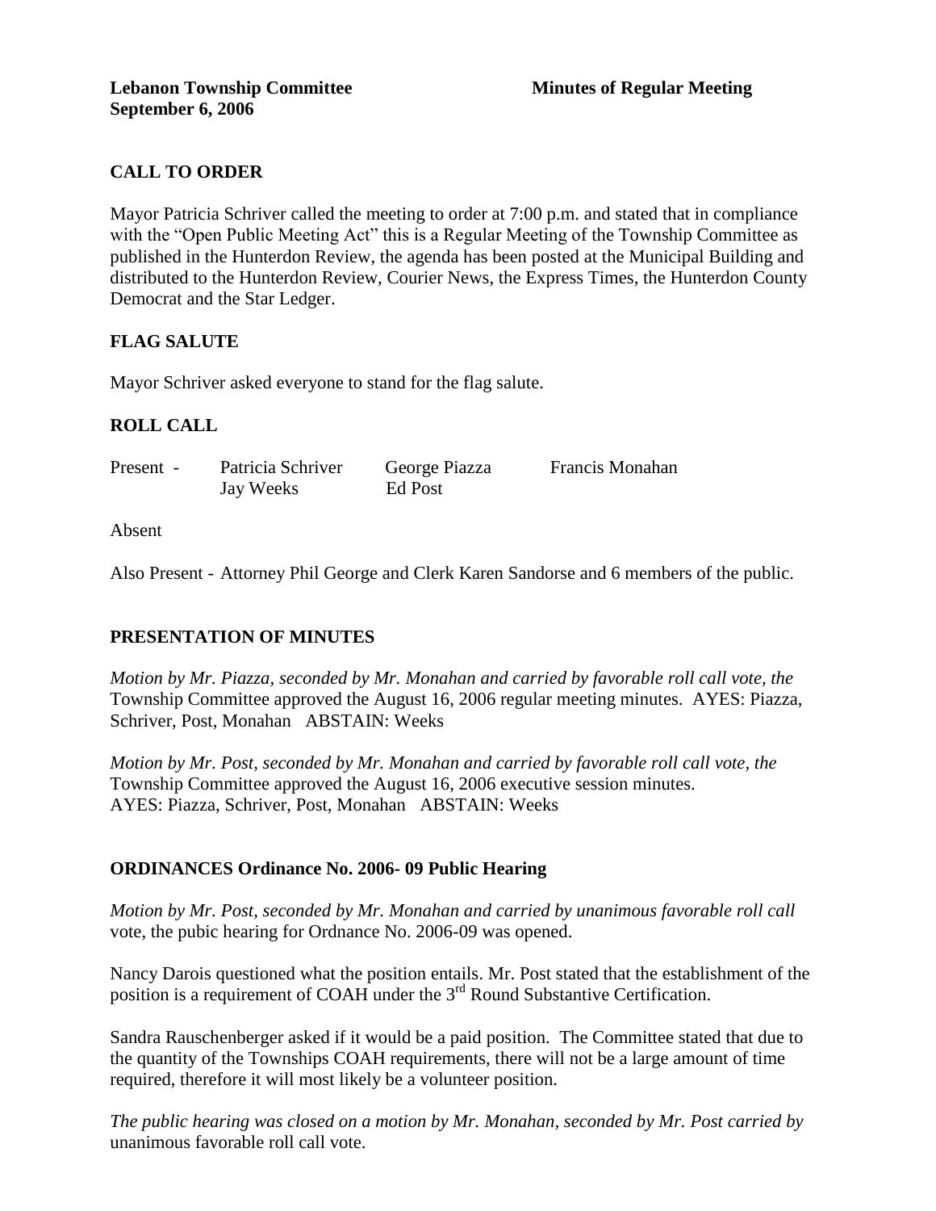**Lebanon Township Committee** **Minutes of Regular Meeting**
**September 6, 2006**

## CALL TO ORDER

Mayor Patricia Schriver called the meeting to order at 7:00 p.m. and stated that in compliance with the "Open Public Meeting Act" this is a Regular Meeting of the Township Committee as published in the Hunterdon Review, the agenda has been posted at the Municipal Building and distributed to the Hunterdon Review, Courier News, the Express Times, the Hunterdon County Democrat and the Star Ledger.

## FLAG SALUTE

Mayor Schriver asked everyone to stand for the flag salute.

## ROLL CALL

| Present - | Patricia Schriver | George Piazza | Francis Monahan |
|---|---|---|---|
| | Jay Weeks | Ed Post | |

Absent

Also Present - Attorney Phil George and Clerk Karen Sandorse and 6 members of the public.

## PRESENTATION OF MINUTES

*Motion by Mr. Piazza, seconded by Mr. Monahan and carried by favorable roll call vote, the* Township Committee approved the August 16, 2006 regular meeting minutes. AYES: Piazza, Schriver, Post, Monahan ABSTAIN: Weeks

*Motion by Mr. Post, seconded by Mr. Monahan and carried by favorable roll call vote, the* Township Committee approved the August 16, 2006 executive session minutes. AYES: Piazza, Schriver, Post, Monahan ABSTAIN: Weeks

## ORDINANCES Ordinance No. 2006- 09 Public Hearing

*Motion by Mr. Post, seconded by Mr. Monahan and carried by unanimous favorable roll call* vote, the pubic hearing for Ordnance No. 2006-09 was opened.

Nancy Darois questioned what the position entails. Mr. Post stated that the establishment of the position is a requirement of COAH under the 3rd Round Substantive Certification.

Sandra Rauschenberger asked if it would be a paid position. The Committee stated that due to the quantity of the Townships COAH requirements, there will not be a large amount of time required, therefore it will most likely be a volunteer position.

*The public hearing was closed on a motion by Mr. Monahan, seconded by Mr. Post carried by* unanimous favorable roll call vote.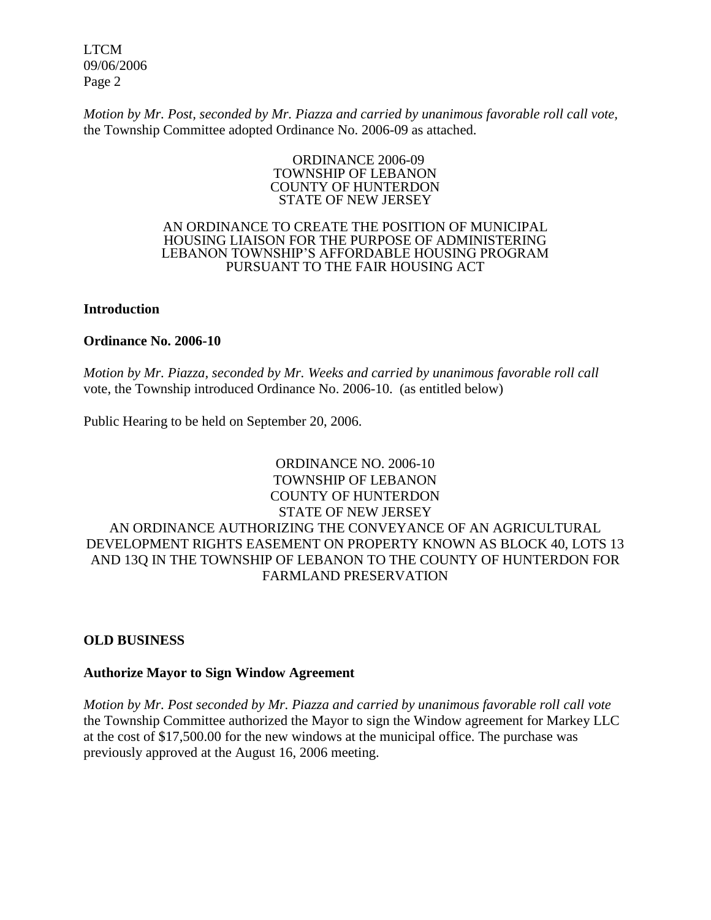*Motion by Mr. Post, seconded by Mr. Piazza and carried by unanimous favorable roll call vote,* the Township Committee adopted Ordinance No. 2006-09 as attached.

ORDINANCE 2006-09
TOWNSHIP OF LEBANON
COUNTY OF HUNTERDON
STATE OF NEW JERSEY

AN ORDINANCE TO CREATE THE POSITION OF MUNICIPAL HOUSING LIAISON FOR THE PURPOSE OF ADMINISTERING LEBANON TOWNSHIP'S AFFORDABLE HOUSING PROGRAM PURSUANT TO THE FAIR HOUSING ACT

**Introduction**

**Ordinance No. 2006-10**

*Motion by Mr. Piazza, seconded by Mr. Weeks and carried by unanimous favorable roll call* vote, the Township introduced Ordinance No. 2006-10. (as entitled below)

Public Hearing to be held on September 20, 2006.

ORDINANCE NO. 2006-10
TOWNSHIP OF LEBANON
COUNTY OF HUNTERDON
STATE OF NEW JERSEY
AN ORDINANCE AUTHORIZING THE CONVEYANCE OF AN AGRICULTURAL DEVELOPMENT RIGHTS EASEMENT ON PROPERTY KNOWN AS BLOCK 40, LOTS 13 AND 13Q IN THE TOWNSHIP OF LEBANON TO THE COUNTY OF HUNTERDON FOR FARMLAND PRESERVATION

**OLD BUSINESS**

**Authorize Mayor to Sign Window Agreement**

*Motion by Mr. Post seconded by Mr. Piazza and carried by unanimous favorable roll call vote* the Township Committee authorized the Mayor to sign the Window agreement for Markey LLC at the cost of $17,500.00 for the new windows at the municipal office. The purchase was previously approved at the August 16, 2006 meeting.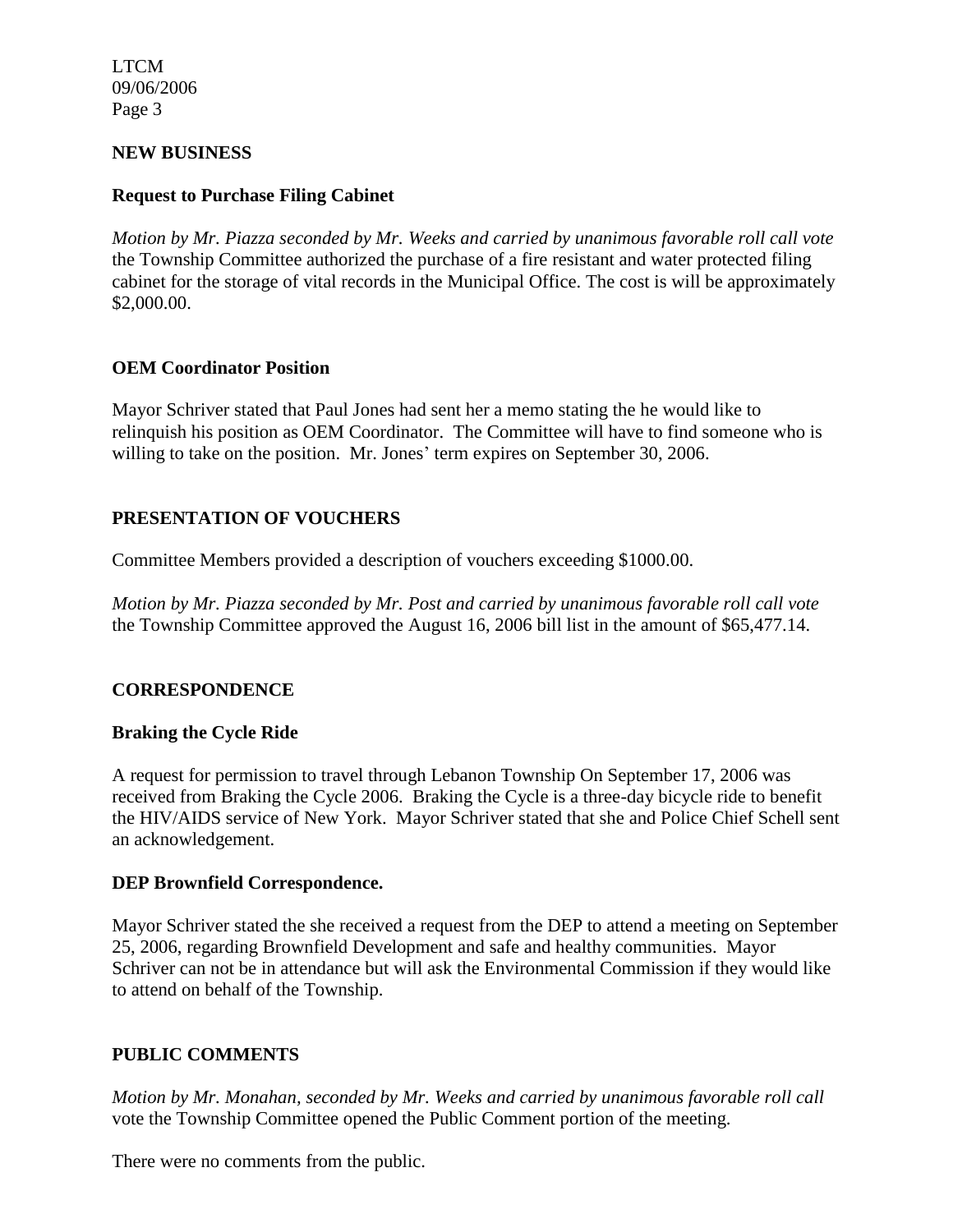## NEW BUSINESS

### Request to Purchase Filing Cabinet

*Motion by Mr. Piazza seconded by Mr. Weeks and carried by unanimous favorable roll call vote* the Township Committee authorized the purchase of a fire resistant and water protected filing cabinet for the storage of vital records in the Municipal Office. The cost is will be approximately $2,000.00.

### OEM Coordinator Position

Mayor Schriver stated that Paul Jones had sent her a memo stating the he would like to relinquish his position as OEM Coordinator. The Committee will have to find someone who is willing to take on the position. Mr. Jones' term expires on September 30, 2006.

## PRESENTATION OF VOUCHERS

Committee Members provided a description of vouchers exceeding $1000.00.

*Motion by Mr. Piazza seconded by Mr. Post and carried by unanimous favorable roll call vote* the Township Committee approved the August 16, 2006 bill list in the amount of $65,477.14.

## CORRESPONDENCE

### Braking the Cycle Ride

A request for permission to travel through Lebanon Township On September 17, 2006 was received from Braking the Cycle 2006. Braking the Cycle is a three-day bicycle ride to benefit the HIV/AIDS service of New York. Mayor Schriver stated that she and Police Chief Schell sent an acknowledgement.

### DEP Brownfield Correspondence.

Mayor Schriver stated the she received a request from the DEP to attend a meeting on September 25, 2006, regarding Brownfield Development and safe and healthy communities. Mayor Schriver can not be in attendance but will ask the Environmental Commission if they would like to attend on behalf of the Township.

## PUBLIC COMMENTS

*Motion by Mr. Monahan, seconded by Mr. Weeks and carried by unanimous favorable roll call* vote the Township Committee opened the Public Comment portion of the meeting.

There were no comments from the public.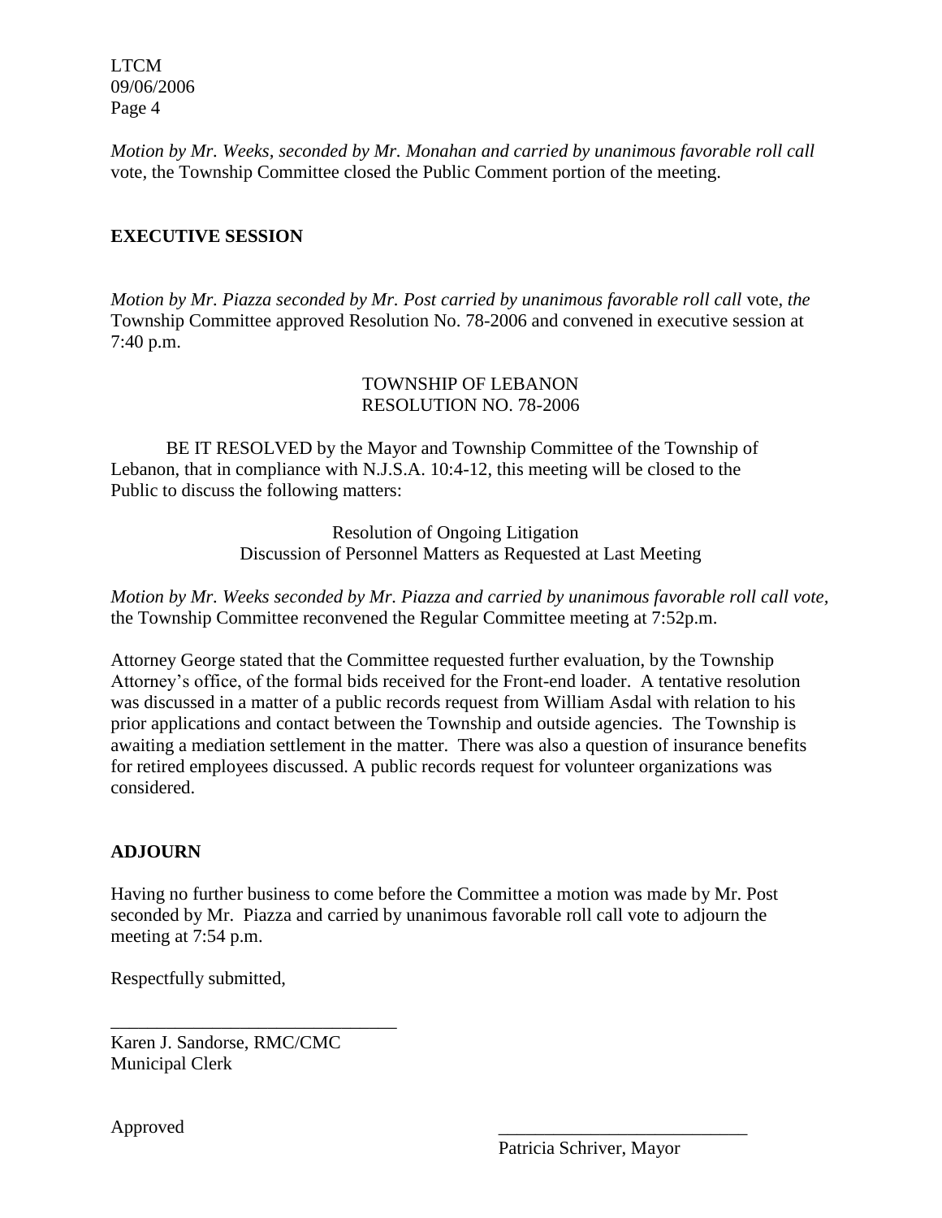*Motion by Mr. Weeks, seconded by Mr. Monahan and carried by unanimous favorable roll call* vote, the Township Committee closed the Public Comment portion of the meeting.

## EXECUTIVE SESSION

*Motion by Mr. Piazza seconded by Mr. Post carried by unanimous favorable roll call* vote, *the* Township Committee approved Resolution No. 78-2006 and convened in executive session at 7:40 p.m.

TOWNSHIP OF LEBANON
RESOLUTION NO. 78-2006

BE IT RESOLVED by the Mayor and Township Committee of the Township of Lebanon, that in compliance with N.J.S.A. 10:4-12, this meeting will be closed to the Public to discuss the following matters:

Resolution of Ongoing Litigation
Discussion of Personnel Matters as Requested at Last Meeting

*Motion by Mr. Weeks seconded by Mr. Piazza and carried by unanimous favorable roll call vote,* the Township Committee reconvened the Regular Committee meeting at 7:52p.m.

Attorney George stated that the Committee requested further evaluation, by the Township Attorney's office, of the formal bids received for the Front-end loader. A tentative resolution was discussed in a matter of a public records request from William Asdal with relation to his prior applications and contact between the Township and outside agencies. The Township is awaiting a mediation settlement in the matter. There was also a question of insurance benefits for retired employees discussed. A public records request for volunteer organizations was considered.

## ADJOURN

Having no further business to come before the Committee a motion was made by Mr. Post seconded by Mr. Piazza and carried by unanimous favorable roll call vote to adjourn the meeting at 7:54 p.m.

Respectfully submitted,

_______________________________
Karen J. Sandorse, RMC/CMC
Municipal Clerk

Approved

_______________________________
Patricia Schriver, Mayor